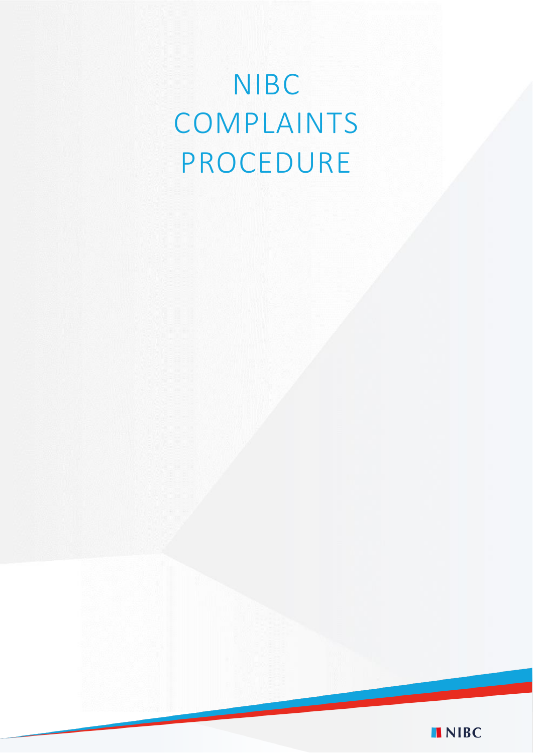# NIBC COMPLAINTS PROCEDURE

NIBC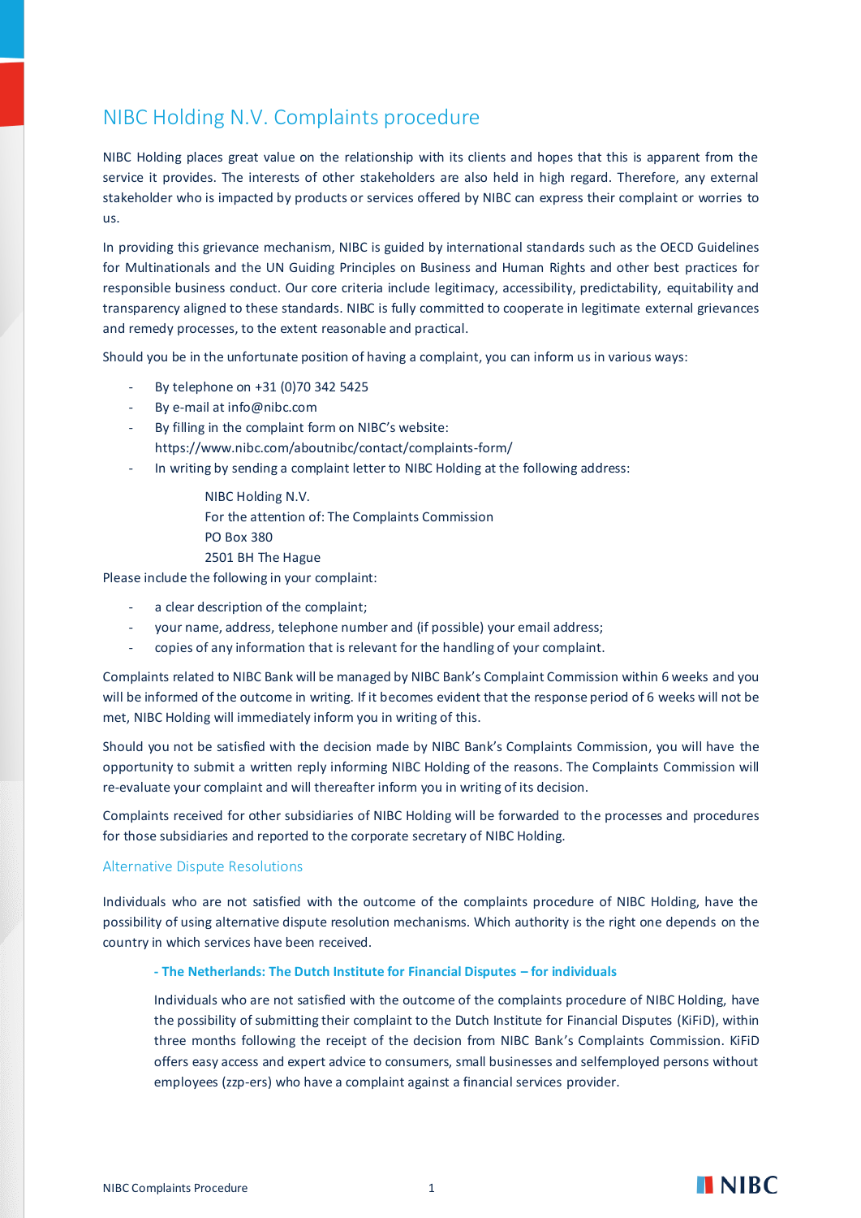# NIBC Holding N.V. Complaints procedure

NIBC Holding places great value on the relationship with its clients and hopes that this is apparent from the service it provides. The interests of other stakeholders are also held in high regard. Therefore, any external stakeholder who is impacted by products or services offered by NIBC can express their complaint or worries to us.

In providing this grievance mechanism, NIBC is guided by international standards such as the OECD Guidelines for Multinationals and the UN Guiding Principles on Business and Human Rights and other best practices for responsible business conduct. Our core criteria include legitimacy, accessibility, predictability, equitability and transparency aligned to these standards. NIBC is fully committed to cooperate in legitimate external grievances and remedy processes, to the extent reasonable and practical.

Should you be in the unfortunate position of having a complaint, you can inform us in various ways:

- By telephone on +31 (0)70 342 5425
- By e-mail at info@nibc.com
- By filling in the complaint form on NIBC's website: https://www.nibc.com/aboutnibc/contact/complaints-form/
- In writing by sending a complaint letter to NIBC Holding at the following address:

  NIBC Holding N.V.
  For the attention of: The Complaints Commission
  PO Box 380
  2501 BH The Hague

Please include the following in your complaint:

- a clear description of the complaint;
- your name, address, telephone number and (if possible) your email address;
- copies of any information that is relevant for the handling of your complaint.

Complaints related to NIBC Bank will be managed by NIBC Bank's Complaint Commission within 6 weeks and you will be informed of the outcome in writing. If it becomes evident that the response period of 6 weeks will not be met, NIBC Holding will immediately inform you in writing of this.

Should you not be satisfied with the decision made by NIBC Bank's Complaints Commission, you will have the opportunity to submit a written reply informing NIBC Holding of the reasons. The Complaints Commission will re-evaluate your complaint and will thereafter inform you in writing of its decision.

Complaints received for other subsidiaries of NIBC Holding will be forwarded to the processes and procedures for those subsidiaries and reported to the corporate secretary of NIBC Holding.

## Alternative Dispute Resolutions

Individuals who are not satisfied with the outcome of the complaints procedure of NIBC Holding, have the possibility of using alternative dispute resolution mechanisms. Which authority is the right one depends on the country in which services have been received.

### - The Netherlands: The Dutch Institute for Financial Disputes – for individuals

Individuals who are not satisfied with the outcome of the complaints procedure of NIBC Holding, have the possibility of submitting their complaint to the Dutch Institute for Financial Disputes (KiFiD), within three months following the receipt of the decision from NIBC Bank's Complaints Commission. KiFiD offers easy access and expert advice to consumers, small businesses and selfemployed persons without employees (zzp-ers) who have a complaint against a financial services provider.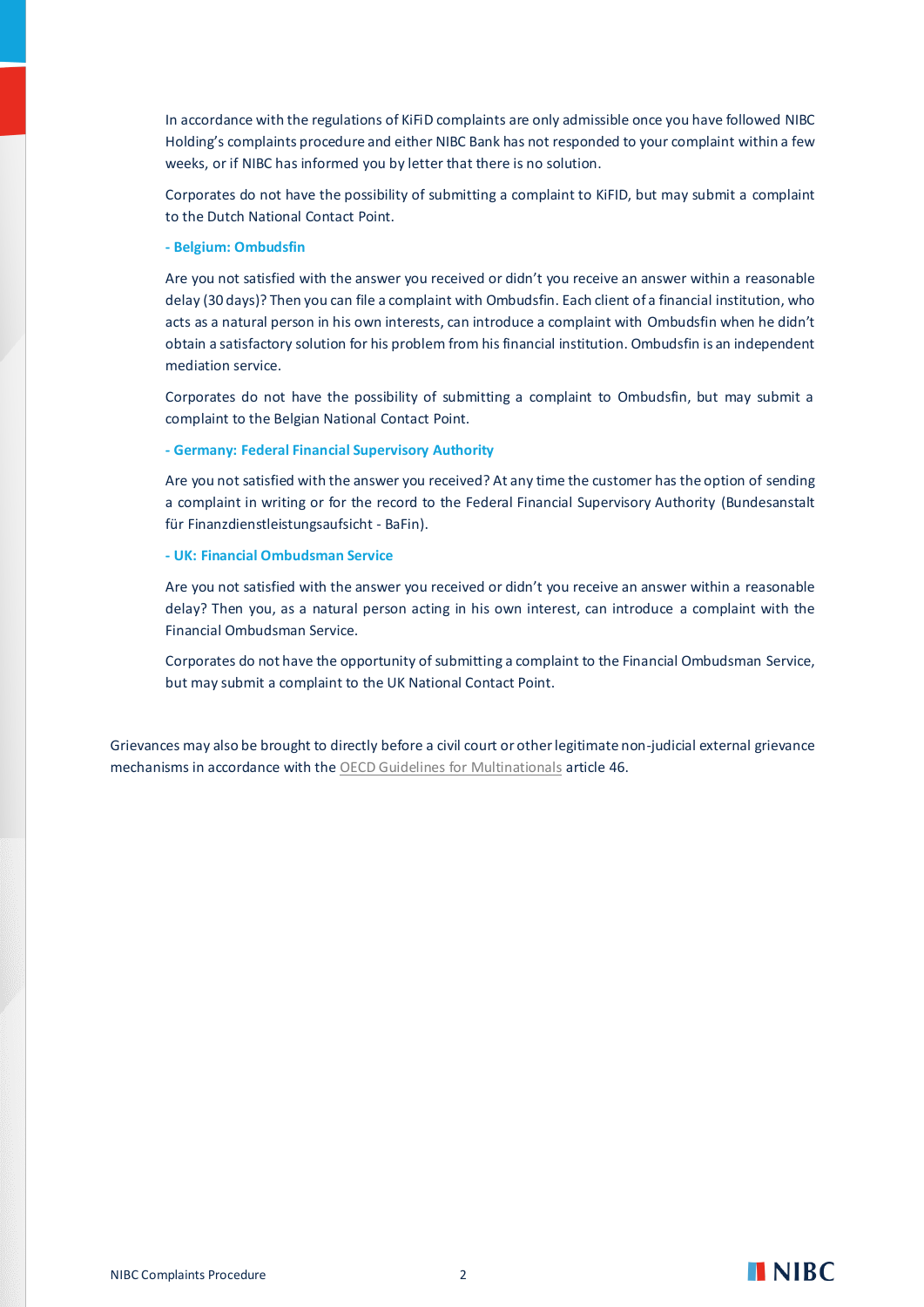In accordance with the regulations of KiFiD complaints are only admissible once you have followed NIBC Holding's complaints procedure and either NIBC Bank has not responded to your complaint within a few weeks, or if NIBC has informed you by letter that there is no solution.

Corporates do not have the possibility of submitting a complaint to KiFID, but may submit a complaint to the Dutch National Contact Point.

**- Belgium: Ombudsfin**

Are you not satisfied with the answer you received or didn't you receive an answer within a reasonable delay (30 days)? Then you can file a complaint with Ombudsfin. Each client of a financial institution, who acts as a natural person in his own interests, can introduce a complaint with Ombudsfin when he didn't obtain a satisfactory solution for his problem from his financial institution. Ombudsfin is an independent mediation service.

Corporates do not have the possibility of submitting a complaint to Ombudsfin, but may submit a complaint to the Belgian National Contact Point.

**- Germany: Federal Financial Supervisory Authority**

Are you not satisfied with the answer you received? At any time the customer has the option of sending a complaint in writing or for the record to the Federal Financial Supervisory Authority (Bundesanstalt für Finanzdienstleistungsaufsicht - BaFin).

**- UK: Financial Ombudsman Service**

Are you not satisfied with the answer you received or didn't you receive an answer within a reasonable delay? Then you, as a natural person acting in his own interest, can introduce a complaint with the Financial Ombudsman Service.

Corporates do not have the opportunity of submitting a complaint to the Financial Ombudsman Service, but may submit a complaint to the UK National Contact Point.

Grievances may also be brought to directly before a civil court or other legitimate non-judicial external grievance mechanisms in accordance with the OECD Guidelines for Multinationals article 46.